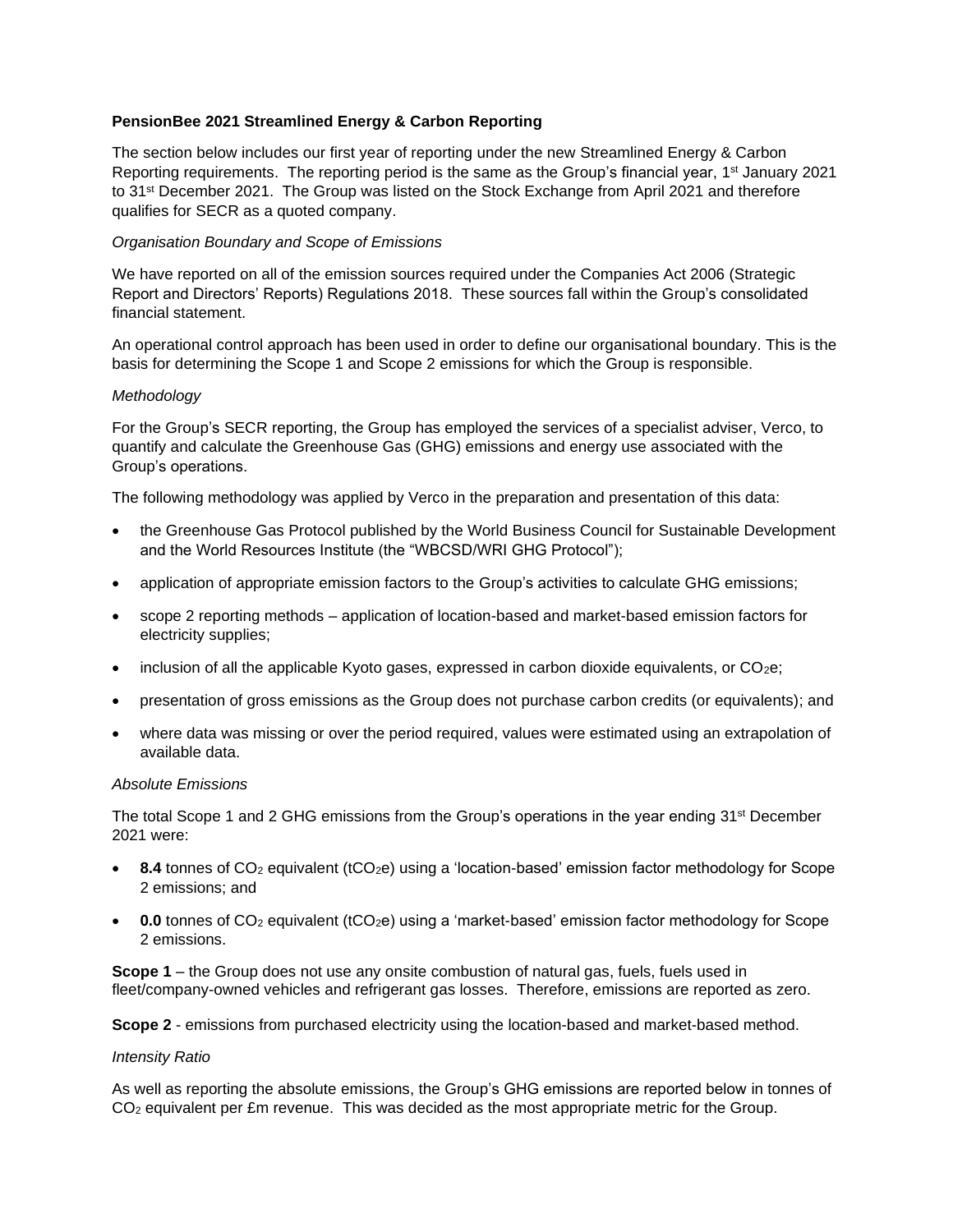**PensionBee 2021 Streamlined Energy & Carbon Reporting**

The section below includes our first year of reporting under the new Streamlined Energy & Carbon Reporting requirements. The reporting period is the same as the Group's financial year, 1st January 2021 to 31st December 2021. The Group was listed on the Stock Exchange from April 2021 and therefore qualifies for SECR as a quoted company.

*Organisation Boundary and Scope of Emissions*

We have reported on all of the emission sources required under the Companies Act 2006 (Strategic Report and Directors' Reports) Regulations 2018. These sources fall within the Group's consolidated financial statement.

An operational control approach has been used in order to define our organisational boundary. This is the basis for determining the Scope 1 and Scope 2 emissions for which the Group is responsible.

*Methodology*

For the Group's SECR reporting, the Group has employed the services of a specialist adviser, Verco, to quantify and calculate the Greenhouse Gas (GHG) emissions and energy use associated with the Group's operations.

The following methodology was applied by Verco in the preparation and presentation of this data:

- the Greenhouse Gas Protocol published by the World Business Council for Sustainable Development and the World Resources Institute (the "WBCSD/WRI GHG Protocol");
- application of appropriate emission factors to the Group's activities to calculate GHG emissions;
- scope 2 reporting methods – application of location-based and market-based emission factors for electricity supplies;
- inclusion of all the applicable Kyoto gases, expressed in carbon dioxide equivalents, or $CO_2e$;
- presentation of gross emissions as the Group does not purchase carbon credits (or equivalents); and
- where data was missing or over the period required, values were estimated using an extrapolation of available data.

*Absolute Emissions*

The total Scope 1 and 2 GHG emissions from the Group's operations in the year ending 31st December 2021 were:

- **8.4** tonnes of $CO_2$ equivalent ($tCO_2e$) using a 'location-based' emission factor methodology for Scope 2 emissions; and
- **0.0** tonnes of $CO_2$ equivalent ($tCO_2e$) using a 'market-based' emission factor methodology for Scope 2 emissions.

**Scope 1** – the Group does not use any onsite combustion of natural gas, fuels, fuels used in fleet/company-owned vehicles and refrigerant gas losses. Therefore, emissions are reported as zero.

**Scope 2** - emissions from purchased electricity using the location-based and market-based method.

*Intensity Ratio*

As well as reporting the absolute emissions, the Group's GHG emissions are reported below in tonnes of $CO_2$ equivalent per £m revenue. This was decided as the most appropriate metric for the Group.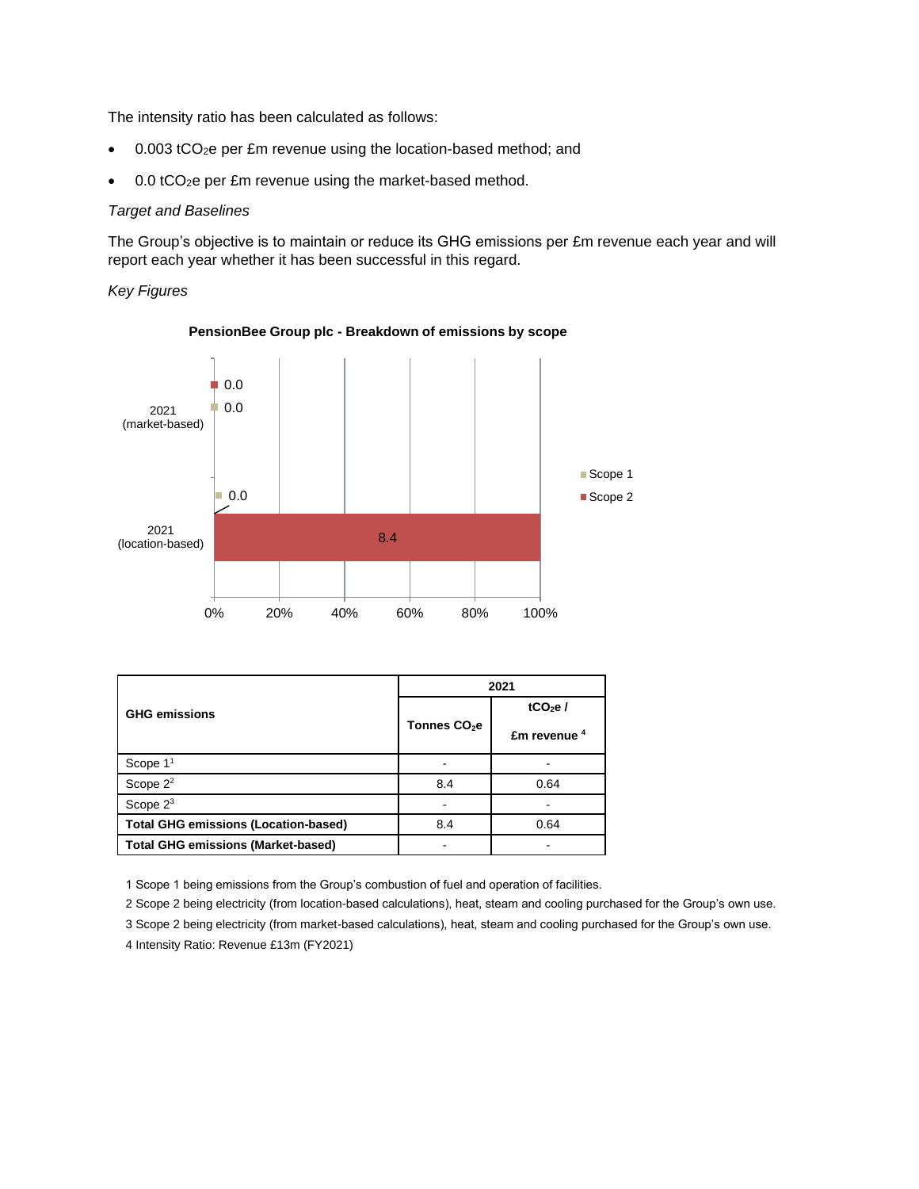The intensity ratio has been calculated as follows:

- 0.003 $tCO_2e$ per £m revenue using the location-based method; and
- 0.0 $tCO_2e$ per £m revenue using the market-based method.

*Target and Baselines*

The Group's objective is to maintain or reduce its GHG emissions per £m revenue each year and will report each year whether it has been successful in this regard.

*Key Figures*

**PensionBee Group plc - Breakdown of emissions by scope**

| | Scope 1 | Scope 2 |
|---|---|---|
| 2021 (market-based) | 0.0 | 0.0 |
| 2021 (location-based) | 0.0 | 8.4 |

| GHG emissions | 2021 | |
|---|---|---|
| | Tonnes $CO_2e$ | $tCO_2e$ / £m revenue [4] |
| Scope 1[1] | - | - |
| Scope 2[2] | 8.4 | 0.64 |
| Scope 2[3] | - | - |
| **Total GHG emissions (Location-based)** | 8.4 | 0.64 |
| **Total GHG emissions (Market-based)** | - | - |

1 Scope 1 being emissions from the Group's combustion of fuel and operation of facilities.

2 Scope 2 being electricity (from location-based calculations), heat, steam and cooling purchased for the Group's own use.

3 Scope 2 being electricity (from market-based calculations), heat, steam and cooling purchased for the Group's own use.

4 Intensity Ratio: Revenue £13m (FY2021)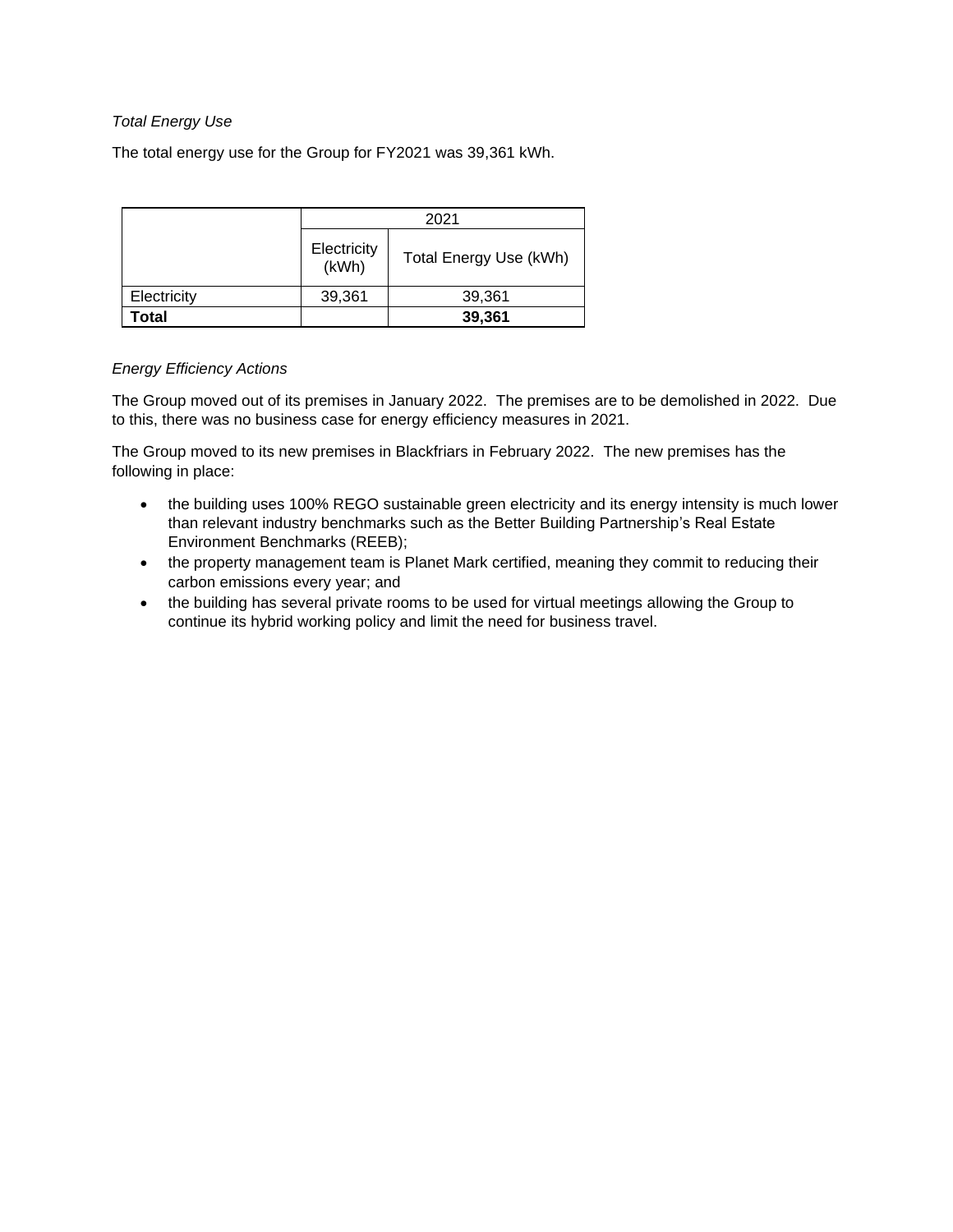*Total Energy Use*

The total energy use for the Group for FY2021 was 39,361 kWh.

| | 2021 | |
|---|---|---|
| | Electricity (kWh) | Total Energy Use (kWh) |
| Electricity | 39,361 | 39,361 |
| **Total** | | **39,361** |

*Energy Efficiency Actions*

The Group moved out of its premises in January 2022. The premises are to be demolished in 2022. Due to this, there was no business case for energy efficiency measures in 2021.

The Group moved to its new premises in Blackfriars in February 2022. The new premises has the following in place:

- the building uses 100% REGO sustainable green electricity and its energy intensity is much lower than relevant industry benchmarks such as the Better Building Partnership's Real Estate Environment Benchmarks (REEB);
- the property management team is Planet Mark certified, meaning they commit to reducing their carbon emissions every year; and
- the building has several private rooms to be used for virtual meetings allowing the Group to continue its hybrid working policy and limit the need for business travel.